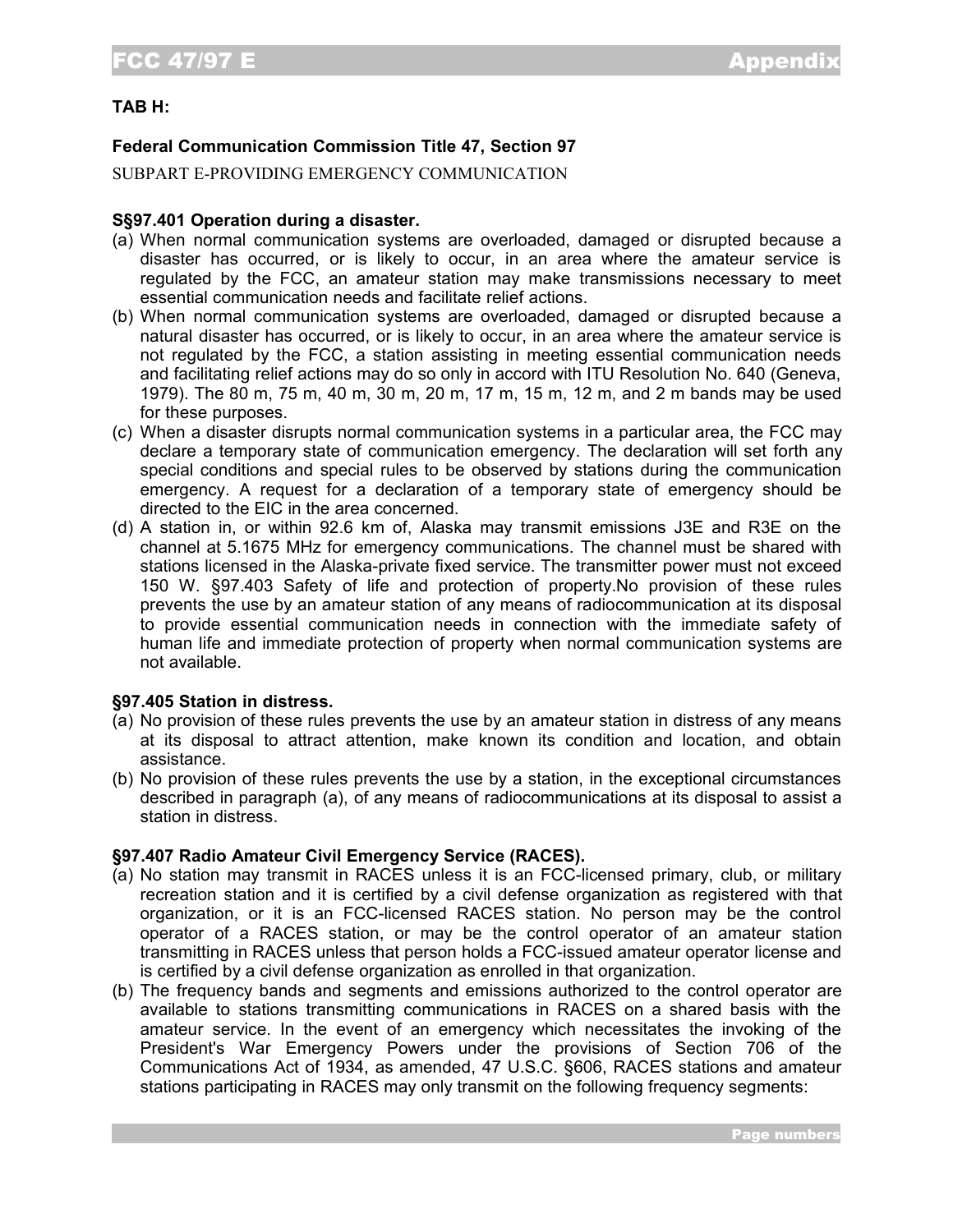**TAB H:**

**Federal Communication Commission Title 47, Section 97**

SUBPART E-PROVIDING EMERGENCY COMMUNICATION

**S§97.401 Operation during a disaster.**

(a) When normal communication systems are overloaded, damaged or disrupted because a disaster has occurred, or is likely to occur, in an area where the amateur service is regulated by the FCC, an amateur station may make transmissions necessary to meet essential communication needs and facilitate relief actions.

(b) When normal communication systems are overloaded, damaged or disrupted because a natural disaster has occurred, or is likely to occur, in an area where the amateur service is not regulated by the FCC, a station assisting in meeting essential communication needs and facilitating relief actions may do so only in accord with ITU Resolution No. 640 (Geneva, 1979). The 80 m, 75 m, 40 m, 30 m, 20 m, 17 m, 15 m, 12 m, and 2 m bands may be used for these purposes.

(c) When a disaster disrupts normal communication systems in a particular area, the FCC may declare a temporary state of communication emergency. The declaration will set forth any special conditions and special rules to be observed by stations during the communication emergency. A request for a declaration of a temporary state of emergency should be directed to the EIC in the area concerned.

(d) A station in, or within 92.6 km of, Alaska may transmit emissions J3E and R3E on the channel at 5.1675 MHz for emergency communications. The channel must be shared with stations licensed in the Alaska-private fixed service. The transmitter power must not exceed 150 W. §97.403 Safety of life and protection of property.No provision of these rules prevents the use by an amateur station of any means of radiocommunication at its disposal to provide essential communication needs in connection with the immediate safety of human life and immediate protection of property when normal communication systems are not available.

**§97.405 Station in distress.**

(a) No provision of these rules prevents the use by an amateur station in distress of any means at its disposal to attract attention, make known its condition and location, and obtain assistance.

(b) No provision of these rules prevents the use by a station, in the exceptional circumstances described in paragraph (a), of any means of radiocommunications at its disposal to assist a station in distress.

**§97.407 Radio Amateur Civil Emergency Service (RACES).**

(a) No station may transmit in RACES unless it is an FCC-licensed primary, club, or military recreation station and it is certified by a civil defense organization as registered with that organization, or it is an FCC-licensed RACES station. No person may be the control operator of a RACES station, or may be the control operator of an amateur station transmitting in RACES unless that person holds a FCC-issued amateur operator license and is certified by a civil defense organization as enrolled in that organization.

(b) The frequency bands and segments and emissions authorized to the control operator are available to stations transmitting communications in RACES on a shared basis with the amateur service. In the event of an emergency which necessitates the invoking of the President's War Emergency Powers under the provisions of Section 706 of the Communications Act of 1934, as amended, 47 U.S.C. §606, RACES stations and amateur stations participating in RACES may only transmit on the following frequency segments: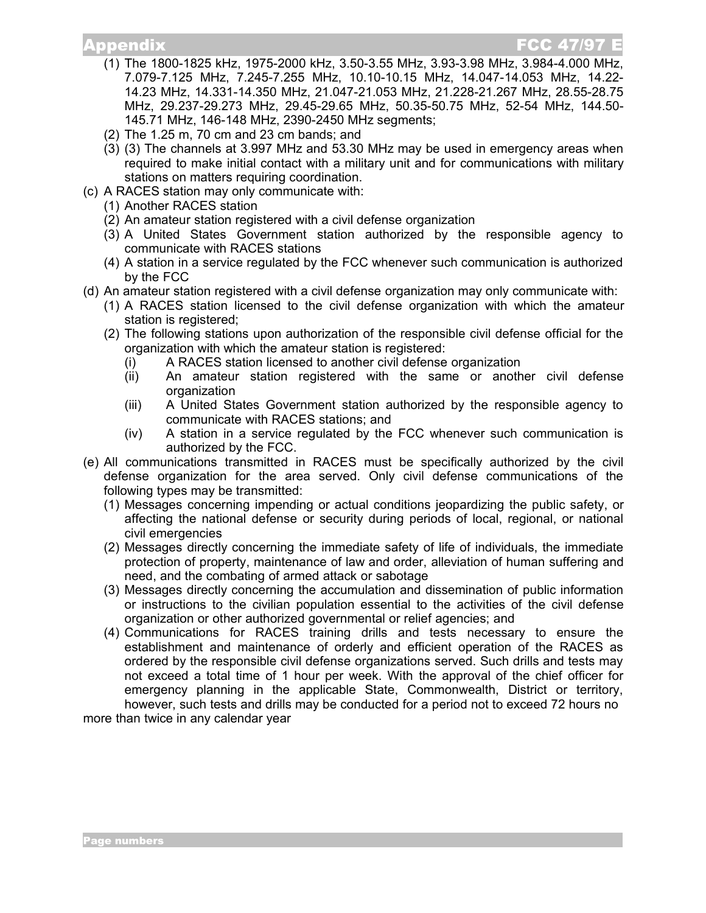(1) The 1800-1825 kHz, 1975-2000 kHz, 3.50-3.55 MHz, 3.93-3.98 MHz, 3.984-4.000 MHz, 7.079-7.125 MHz, 7.245-7.255 MHz, 10.10-10.15 MHz, 14.047-14.053 MHz, 14.22-14.23 MHz, 14.331-14.350 MHz, 21.047-21.053 MHz, 21.228-21.267 MHz, 28.55-28.75 MHz, 29.237-29.273 MHz, 29.45-29.65 MHz, 50.35-50.75 MHz, 52-54 MHz, 144.50-145.71 MHz, 146-148 MHz, 2390-2450 MHz segments;

(2) The 1.25 m, 70 cm and 23 cm bands; and

(3) (3) The channels at 3.997 MHz and 53.30 MHz may be used in emergency areas when required to make initial contact with a military unit and for communications with military stations on matters requiring coordination.

(c) A RACES station may only communicate with:

(1) Another RACES station

(2) An amateur station registered with a civil defense organization

(3) A United States Government station authorized by the responsible agency to communicate with RACES stations

(4) A station in a service regulated by the FCC whenever such communication is authorized by the FCC

(d) An amateur station registered with a civil defense organization may only communicate with:

(1) A RACES station licensed to the civil defense organization with which the amateur station is registered;

(2) The following stations upon authorization of the responsible civil defense official for the organization with which the amateur station is registered:

(i) A RACES station licensed to another civil defense organization

(ii) An amateur station registered with the same or another civil defense organization

(iii) A United States Government station authorized by the responsible agency to communicate with RACES stations; and

(iv) A station in a service regulated by the FCC whenever such communication is authorized by the FCC.

(e) All communications transmitted in RACES must be specifically authorized by the civil defense organization for the area served. Only civil defense communications of the following types may be transmitted:

(1) Messages concerning impending or actual conditions jeopardizing the public safety, or affecting the national defense or security during periods of local, regional, or national civil emergencies

(2) Messages directly concerning the immediate safety of life of individuals, the immediate protection of property, maintenance of law and order, alleviation of human suffering and need, and the combating of armed attack or sabotage

(3) Messages directly concerning the accumulation and dissemination of public information or instructions to the civilian population essential to the activities of the civil defense organization or other authorized governmental or relief agencies; and

(4) Communications for RACES training drills and tests necessary to ensure the establishment and maintenance of orderly and efficient operation of the RACES as ordered by the responsible civil defense organizations served. Such drills and tests may not exceed a total time of 1 hour per week. With the approval of the chief officer for emergency planning in the applicable State, Commonwealth, District or territory, however, such tests and drills may be conducted for a period not to exceed 72 hours no more than twice in any calendar year